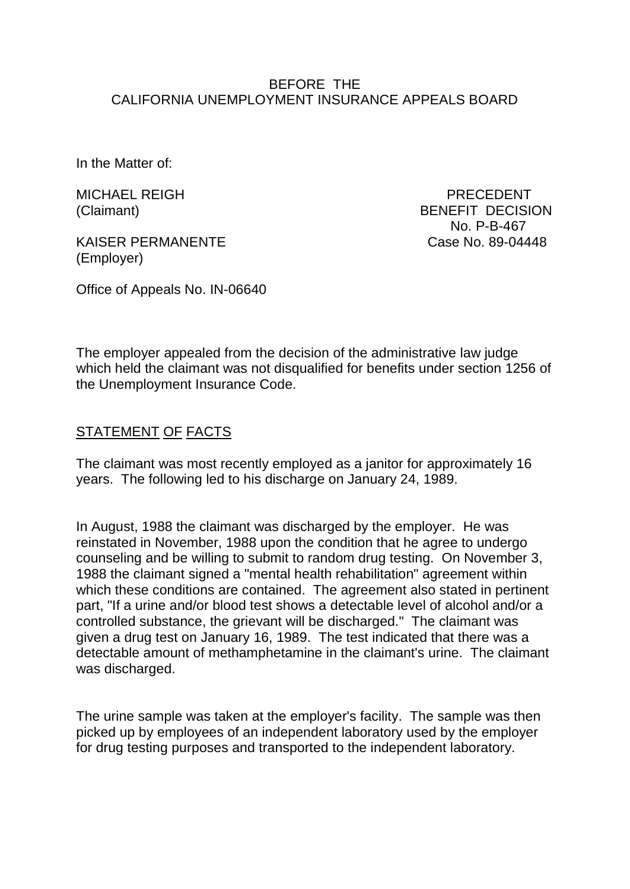BEFORE THE
CALIFORNIA UNEMPLOYMENT INSURANCE APPEALS BOARD

In the Matter of:

MICHAEL REIGH
(Claimant)

KAISER PERMANENTE
(Employer)

PRECEDENT
BENEFIT DECISION
No. P-B-467
Case No. 89-04448

Office of Appeals No. IN-06640

The employer appealed from the decision of the administrative law judge which held the claimant was not disqualified for benefits under section 1256 of the Unemployment Insurance Code.

## STATEMENT OF FACTS

The claimant was most recently employed as a janitor for approximately 16 years. The following led to his discharge on January 24, 1989.

In August, 1988 the claimant was discharged by the employer. He was reinstated in November, 1988 upon the condition that he agree to undergo counseling and be willing to submit to random drug testing. On November 3, 1988 the claimant signed a "mental health rehabilitation" agreement within which these conditions are contained. The agreement also stated in pertinent part, "If a urine and/or blood test shows a detectable level of alcohol and/or a controlled substance, the grievant will be discharged." The claimant was given a drug test on January 16, 1989. The test indicated that there was a detectable amount of methamphetamine in the claimant's urine. The claimant was discharged.

The urine sample was taken at the employer's facility. The sample was then picked up by employees of an independent laboratory used by the employer for drug testing purposes and transported to the independent laboratory.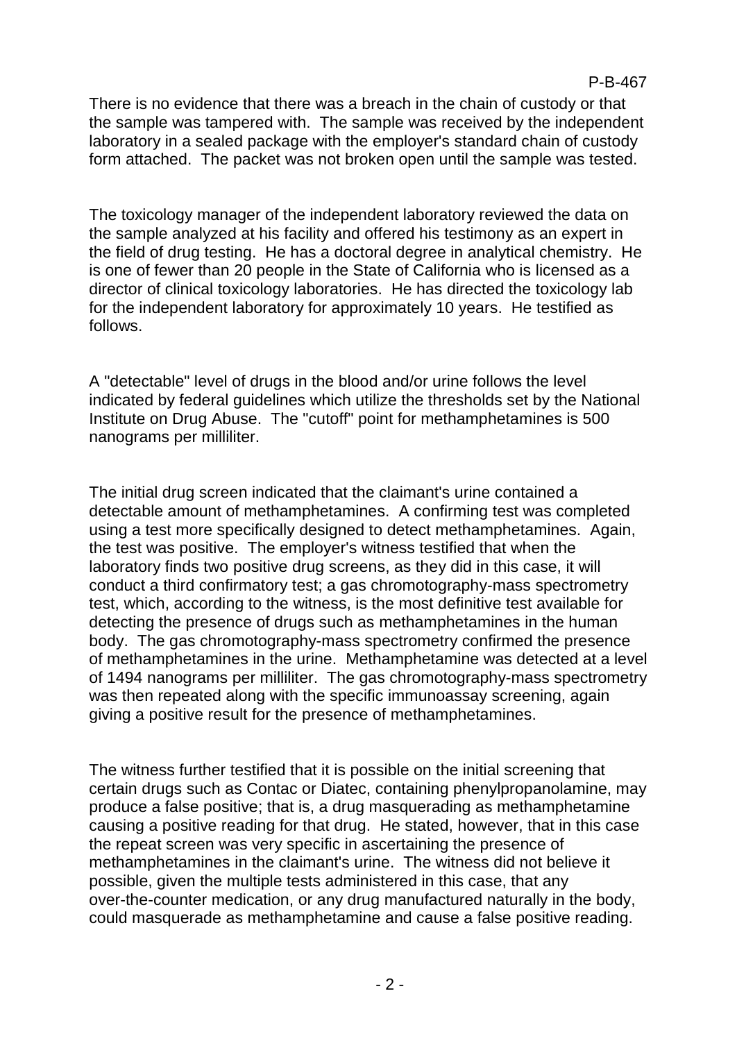There is no evidence that there was a breach in the chain of custody or that the sample was tampered with. The sample was received by the independent laboratory in a sealed package with the employer's standard chain of custody form attached. The packet was not broken open until the sample was tested.

The toxicology manager of the independent laboratory reviewed the data on the sample analyzed at his facility and offered his testimony as an expert in the field of drug testing. He has a doctoral degree in analytical chemistry. He is one of fewer than 20 people in the State of California who is licensed as a director of clinical toxicology laboratories. He has directed the toxicology lab for the independent laboratory for approximately 10 years. He testified as follows.

A "detectable" level of drugs in the blood and/or urine follows the level indicated by federal guidelines which utilize the thresholds set by the National Institute on Drug Abuse. The "cutoff" point for methamphetamines is 500 nanograms per milliliter.

The initial drug screen indicated that the claimant's urine contained a detectable amount of methamphetamines. A confirming test was completed using a test more specifically designed to detect methamphetamines. Again, the test was positive. The employer's witness testified that when the laboratory finds two positive drug screens, as they did in this case, it will conduct a third confirmatory test; a gas chromotography-mass spectrometry test, which, according to the witness, is the most definitive test available for detecting the presence of drugs such as methamphetamines in the human body. The gas chromotography-mass spectrometry confirmed the presence of methamphetamines in the urine. Methamphetamine was detected at a level of 1494 nanograms per milliliter. The gas chromotography-mass spectrometry was then repeated along with the specific immunoassay screening, again giving a positive result for the presence of methamphetamines.

The witness further testified that it is possible on the initial screening that certain drugs such as Contac or Diatec, containing phenylpropanolamine, may produce a false positive; that is, a drug masquerading as methamphetamine causing a positive reading for that drug. He stated, however, that in this case the repeat screen was very specific in ascertaining the presence of methamphetamines in the claimant's urine. The witness did not believe it possible, given the multiple tests administered in this case, that any over-the-counter medication, or any drug manufactured naturally in the body, could masquerade as methamphetamine and cause a false positive reading.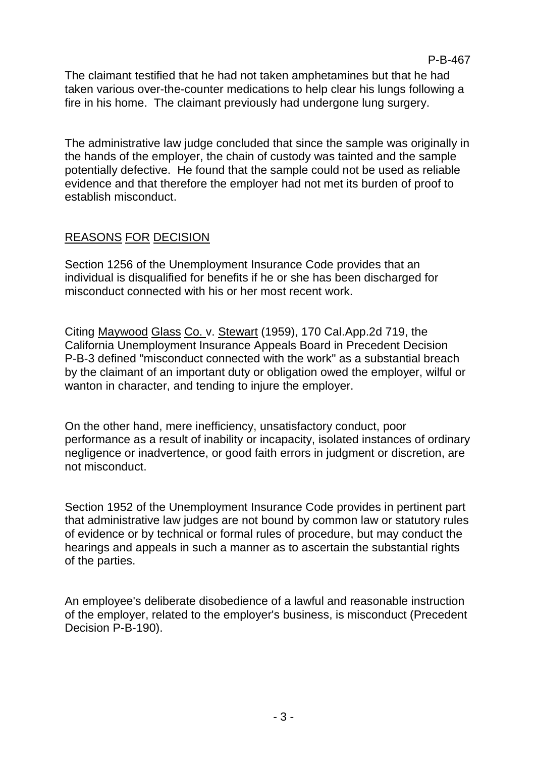The claimant testified that he had not taken amphetamines but that he had taken various over-the-counter medications to help clear his lungs following a fire in his home. The claimant previously had undergone lung surgery.

The administrative law judge concluded that since the sample was originally in the hands of the employer, the chain of custody was tainted and the sample potentially defective. He found that the sample could not be used as reliable evidence and that therefore the employer had not met its burden of proof to establish misconduct.

## REASONS FOR DECISION

Section 1256 of the Unemployment Insurance Code provides that an individual is disqualified for benefits if he or she has been discharged for misconduct connected with his or her most recent work.

Citing Maywood Glass Co. v. Stewart (1959), 170 Cal.App.2d 719, the California Unemployment Insurance Appeals Board in Precedent Decision P-B-3 defined "misconduct connected with the work" as a substantial breach by the claimant of an important duty or obligation owed the employer, wilful or wanton in character, and tending to injure the employer.

On the other hand, mere inefficiency, unsatisfactory conduct, poor performance as a result of inability or incapacity, isolated instances of ordinary negligence or inadvertence, or good faith errors in judgment or discretion, are not misconduct.

Section 1952 of the Unemployment Insurance Code provides in pertinent part that administrative law judges are not bound by common law or statutory rules of evidence or by technical or formal rules of procedure, but may conduct the hearings and appeals in such a manner as to ascertain the substantial rights of the parties.

An employee's deliberate disobedience of a lawful and reasonable instruction of the employer, related to the employer's business, is misconduct (Precedent Decision P-B-190).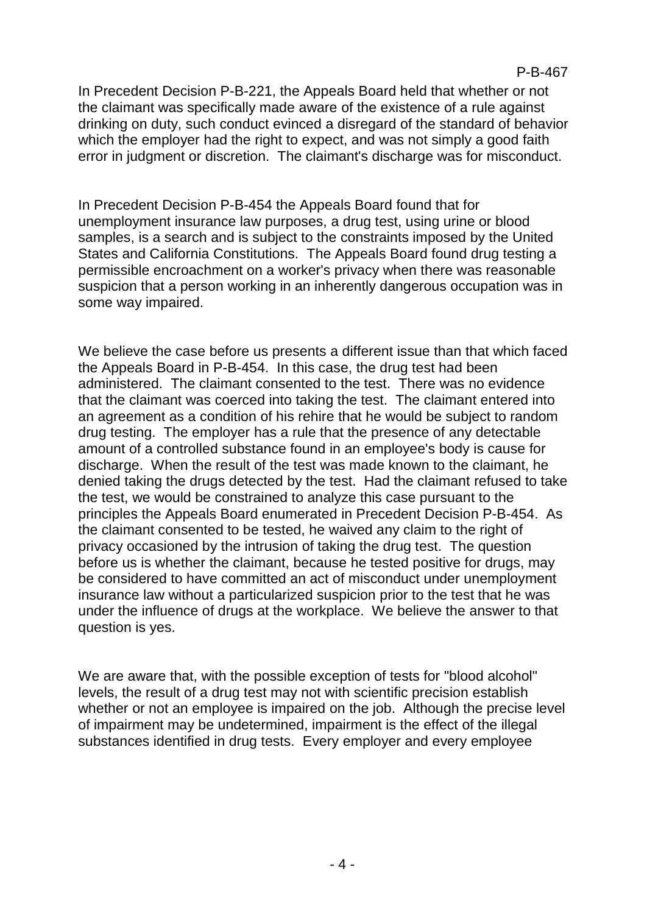In Precedent Decision P-B-221, the Appeals Board held that whether or not the claimant was specifically made aware of the existence of a rule against drinking on duty, such conduct evinced a disregard of the standard of behavior which the employer had the right to expect, and was not simply a good faith error in judgment or discretion. The claimant's discharge was for misconduct.

In Precedent Decision P-B-454 the Appeals Board found that for unemployment insurance law purposes, a drug test, using urine or blood samples, is a search and is subject to the constraints imposed by the United States and California Constitutions. The Appeals Board found drug testing a permissible encroachment on a worker's privacy when there was reasonable suspicion that a person working in an inherently dangerous occupation was in some way impaired.

We believe the case before us presents a different issue than that which faced the Appeals Board in P-B-454. In this case, the drug test had been administered. The claimant consented to the test. There was no evidence that the claimant was coerced into taking the test. The claimant entered into an agreement as a condition of his rehire that he would be subject to random drug testing. The employer has a rule that the presence of any detectable amount of a controlled substance found in an employee's body is cause for discharge. When the result of the test was made known to the claimant, he denied taking the drugs detected by the test. Had the claimant refused to take the test, we would be constrained to analyze this case pursuant to the principles the Appeals Board enumerated in Precedent Decision P-B-454. As the claimant consented to be tested, he waived any claim to the right of privacy occasioned by the intrusion of taking the drug test. The question before us is whether the claimant, because he tested positive for drugs, may be considered to have committed an act of misconduct under unemployment insurance law without a particularized suspicion prior to the test that he was under the influence of drugs at the workplace. We believe the answer to that question is yes.

We are aware that, with the possible exception of tests for "blood alcohol" levels, the result of a drug test may not with scientific precision establish whether or not an employee is impaired on the job. Although the precise level of impairment may be undetermined, impairment is the effect of the illegal substances identified in drug tests. Every employer and every employee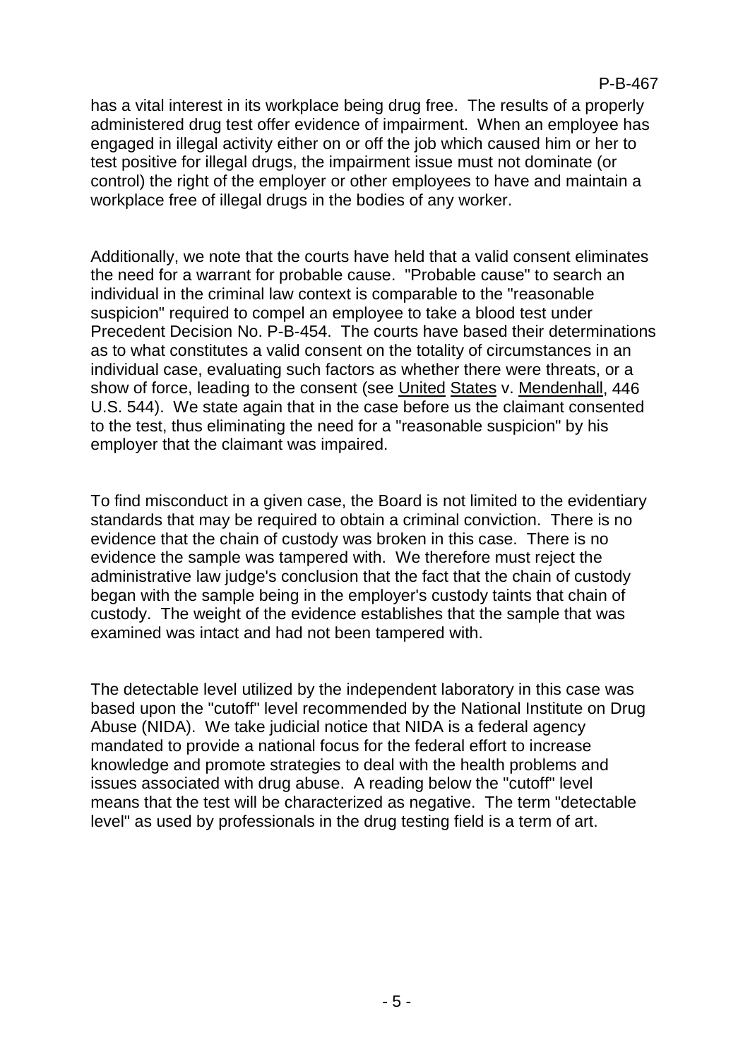has a vital interest in its workplace being drug free. The results of a properly administered drug test offer evidence of impairment. When an employee has engaged in illegal activity either on or off the job which caused him or her to test positive for illegal drugs, the impairment issue must not dominate (or control) the right of the employer or other employees to have and maintain a workplace free of illegal drugs in the bodies of any worker.

Additionally, we note that the courts have held that a valid consent eliminates the need for a warrant for probable cause. "Probable cause" to search an individual in the criminal law context is comparable to the "reasonable suspicion" required to compel an employee to take a blood test under Precedent Decision No. P-B-454. The courts have based their determinations as to what constitutes a valid consent on the totality of circumstances in an individual case, evaluating such factors as whether there were threats, or a show of force, leading to the consent (see United States v. Mendenhall, 446 U.S. 544). We state again that in the case before us the claimant consented to the test, thus eliminating the need for a "reasonable suspicion" by his employer that the claimant was impaired.

To find misconduct in a given case, the Board is not limited to the evidentiary standards that may be required to obtain a criminal conviction. There is no evidence that the chain of custody was broken in this case. There is no evidence the sample was tampered with. We therefore must reject the administrative law judge's conclusion that the fact that the chain of custody began with the sample being in the employer's custody taints that chain of custody. The weight of the evidence establishes that the sample that was examined was intact and had not been tampered with.

The detectable level utilized by the independent laboratory in this case was based upon the "cutoff" level recommended by the National Institute on Drug Abuse (NIDA). We take judicial notice that NIDA is a federal agency mandated to provide a national focus for the federal effort to increase knowledge and promote strategies to deal with the health problems and issues associated with drug abuse. A reading below the "cutoff" level means that the test will be characterized as negative. The term "detectable level" as used by professionals in the drug testing field is a term of art.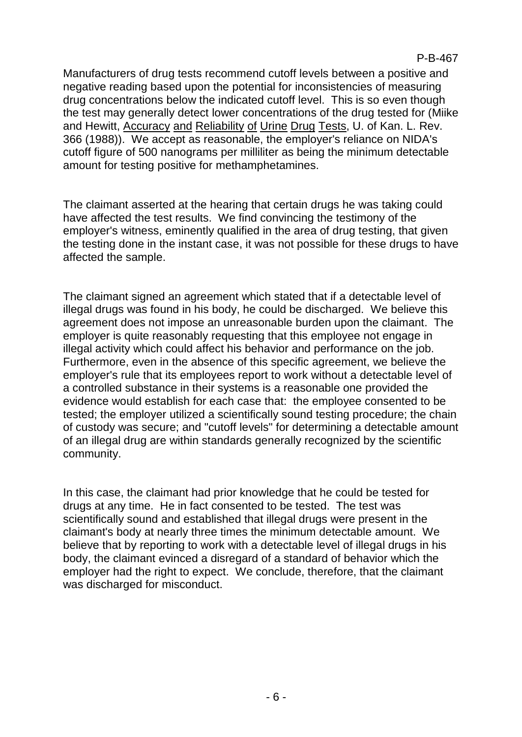Manufacturers of drug tests recommend cutoff levels between a positive and negative reading based upon the potential for inconsistencies of measuring drug concentrations below the indicated cutoff level. This is so even though the test may generally detect lower concentrations of the drug tested for (Miike and Hewitt, Accuracy and Reliability of Urine Drug Tests, U. of Kan. L. Rev. 366 (1988)). We accept as reasonable, the employer's reliance on NIDA's cutoff figure of 500 nanograms per milliliter as being the minimum detectable amount for testing positive for methamphetamines.

The claimant asserted at the hearing that certain drugs he was taking could have affected the test results. We find convincing the testimony of the employer's witness, eminently qualified in the area of drug testing, that given the testing done in the instant case, it was not possible for these drugs to have affected the sample.

The claimant signed an agreement which stated that if a detectable level of illegal drugs was found in his body, he could be discharged. We believe this agreement does not impose an unreasonable burden upon the claimant. The employer is quite reasonably requesting that this employee not engage in illegal activity which could affect his behavior and performance on the job. Furthermore, even in the absence of this specific agreement, we believe the employer's rule that its employees report to work without a detectable level of a controlled substance in their systems is a reasonable one provided the evidence would establish for each case that: the employee consented to be tested; the employer utilized a scientifically sound testing procedure; the chain of custody was secure; and "cutoff levels" for determining a detectable amount of an illegal drug are within standards generally recognized by the scientific community.

In this case, the claimant had prior knowledge that he could be tested for drugs at any time. He in fact consented to be tested. The test was scientifically sound and established that illegal drugs were present in the claimant's body at nearly three times the minimum detectable amount. We believe that by reporting to work with a detectable level of illegal drugs in his body, the claimant evinced a disregard of a standard of behavior which the employer had the right to expect. We conclude, therefore, that the claimant was discharged for misconduct.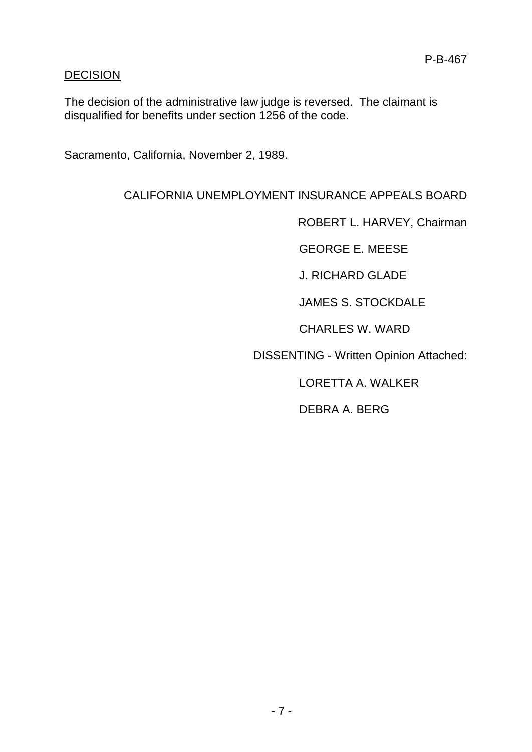## DECISION

The decision of the administrative law judge is reversed. The claimant is disqualified for benefits under section 1256 of the code.

Sacramento, California, November 2, 1989.

CALIFORNIA UNEMPLOYMENT INSURANCE APPEALS BOARD

ROBERT L. HARVEY, Chairman

GEORGE E. MEESE

J. RICHARD GLADE

JAMES S. STOCKDALE

CHARLES W. WARD

DISSENTING - Written Opinion Attached:

LORETTA A. WALKER

DEBRA A. BERG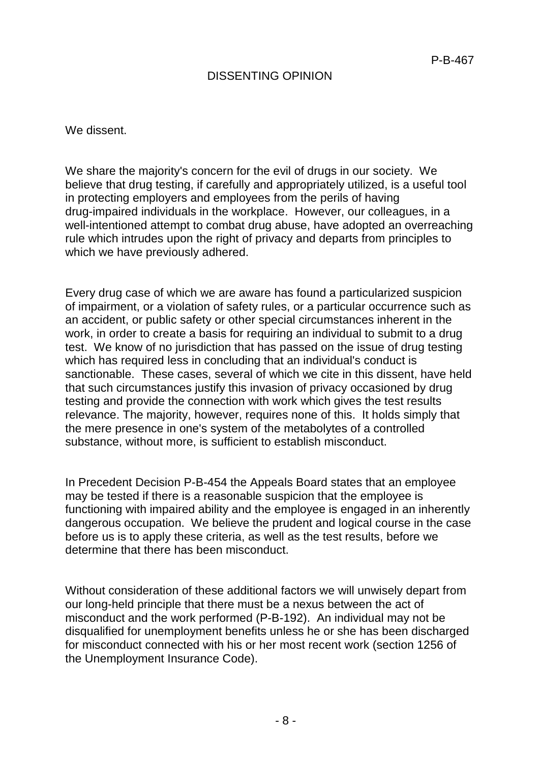P-B-467

# DISSENTING OPINION

We dissent.

We share the majority's concern for the evil of drugs in our society. We believe that drug testing, if carefully and appropriately utilized, is a useful tool in protecting employers and employees from the perils of having drug-impaired individuals in the workplace. However, our colleagues, in a well-intentioned attempt to combat drug abuse, have adopted an overreaching rule which intrudes upon the right of privacy and departs from principles to which we have previously adhered.

Every drug case of which we are aware has found a particularized suspicion of impairment, or a violation of safety rules, or a particular occurrence such as an accident, or public safety or other special circumstances inherent in the work, in order to create a basis for requiring an individual to submit to a drug test. We know of no jurisdiction that has passed on the issue of drug testing which has required less in concluding that an individual's conduct is sanctionable. These cases, several of which we cite in this dissent, have held that such circumstances justify this invasion of privacy occasioned by drug testing and provide the connection with work which gives the test results relevance. The majority, however, requires none of this. It holds simply that the mere presence in one's system of the metabolytes of a controlled substance, without more, is sufficient to establish misconduct.

In Precedent Decision P-B-454 the Appeals Board states that an employee may be tested if there is a reasonable suspicion that the employee is functioning with impaired ability and the employee is engaged in an inherently dangerous occupation. We believe the prudent and logical course in the case before us is to apply these criteria, as well as the test results, before we determine that there has been misconduct.

Without consideration of these additional factors we will unwisely depart from our long-held principle that there must be a nexus between the act of misconduct and the work performed (P-B-192). An individual may not be disqualified for unemployment benefits unless he or she has been discharged for misconduct connected with his or her most recent work (section 1256 of the Unemployment Insurance Code).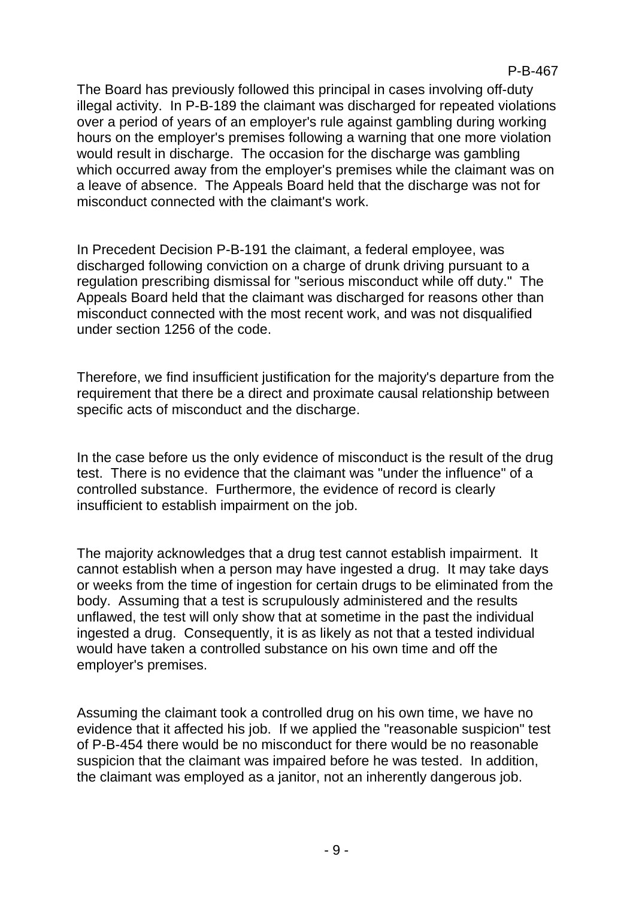The Board has previously followed this principal in cases involving off-duty illegal activity. In P-B-189 the claimant was discharged for repeated violations over a period of years of an employer's rule against gambling during working hours on the employer's premises following a warning that one more violation would result in discharge. The occasion for the discharge was gambling which occurred away from the employer's premises while the claimant was on a leave of absence. The Appeals Board held that the discharge was not for misconduct connected with the claimant's work.

In Precedent Decision P-B-191 the claimant, a federal employee, was discharged following conviction on a charge of drunk driving pursuant to a regulation prescribing dismissal for "serious misconduct while off duty." The Appeals Board held that the claimant was discharged for reasons other than misconduct connected with the most recent work, and was not disqualified under section 1256 of the code.

Therefore, we find insufficient justification for the majority's departure from the requirement that there be a direct and proximate causal relationship between specific acts of misconduct and the discharge.

In the case before us the only evidence of misconduct is the result of the drug test. There is no evidence that the claimant was "under the influence" of a controlled substance. Furthermore, the evidence of record is clearly insufficient to establish impairment on the job.

The majority acknowledges that a drug test cannot establish impairment. It cannot establish when a person may have ingested a drug. It may take days or weeks from the time of ingestion for certain drugs to be eliminated from the body. Assuming that a test is scrupulously administered and the results unflawed, the test will only show that at sometime in the past the individual ingested a drug. Consequently, it is as likely as not that a tested individual would have taken a controlled substance on his own time and off the employer's premises.

Assuming the claimant took a controlled drug on his own time, we have no evidence that it affected his job. If we applied the "reasonable suspicion" test of P-B-454 there would be no misconduct for there would be no reasonable suspicion that the claimant was impaired before he was tested. In addition, the claimant was employed as a janitor, not an inherently dangerous job.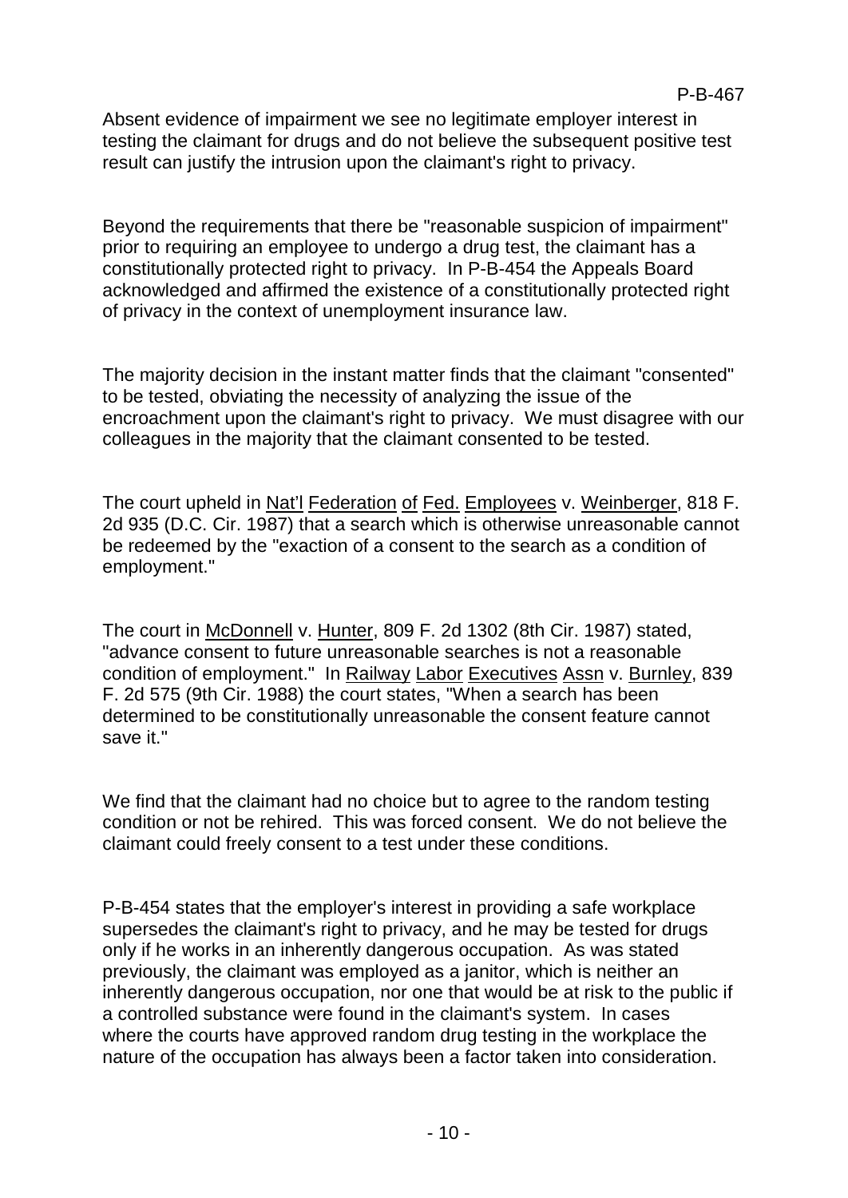Absent evidence of impairment we see no legitimate employer interest in testing the claimant for drugs and do not believe the subsequent positive test result can justify the intrusion upon the claimant's right to privacy.

Beyond the requirements that there be "reasonable suspicion of impairment" prior to requiring an employee to undergo a drug test, the claimant has a constitutionally protected right to privacy. In P-B-454 the Appeals Board acknowledged and affirmed the existence of a constitutionally protected right of privacy in the context of unemployment insurance law.

The majority decision in the instant matter finds that the claimant "consented" to be tested, obviating the necessity of analyzing the issue of the encroachment upon the claimant's right to privacy. We must disagree with our colleagues in the majority that the claimant consented to be tested.

The court upheld in Nat'l Federation of Fed. Employees v. Weinberger, 818 F. 2d 935 (D.C. Cir. 1987) that a search which is otherwise unreasonable cannot be redeemed by the "exaction of a consent to the search as a condition of employment."

The court in McDonnell v. Hunter, 809 F. 2d 1302 (8th Cir. 1987) stated, "advance consent to future unreasonable searches is not a reasonable condition of employment." In Railway Labor Executives Assn v. Burnley, 839 F. 2d 575 (9th Cir. 1988) the court states, "When a search has been determined to be constitutionally unreasonable the consent feature cannot save it."

We find that the claimant had no choice but to agree to the random testing condition or not be rehired. This was forced consent. We do not believe the claimant could freely consent to a test under these conditions.

P-B-454 states that the employer's interest in providing a safe workplace supersedes the claimant's right to privacy, and he may be tested for drugs only if he works in an inherently dangerous occupation. As was stated previously, the claimant was employed as a janitor, which is neither an inherently dangerous occupation, nor one that would be at risk to the public if a controlled substance were found in the claimant's system. In cases where the courts have approved random drug testing in the workplace the nature of the occupation has always been a factor taken into consideration.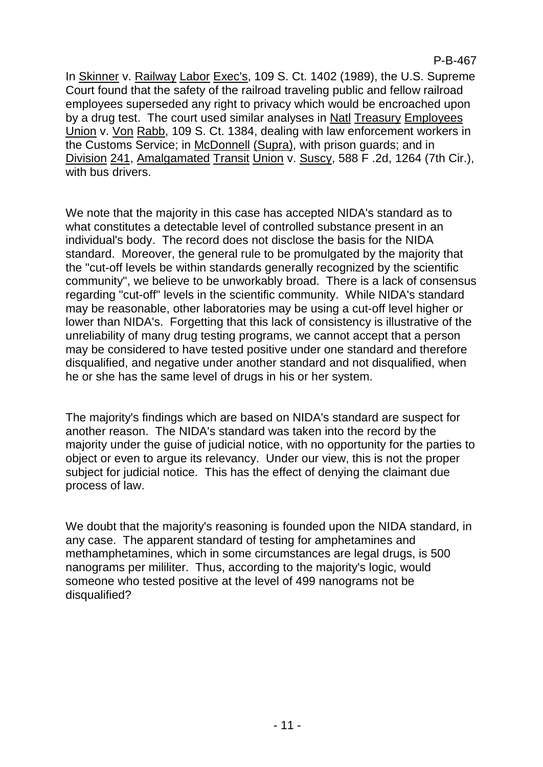In Skinner v. Railway Labor Exec's, 109 S. Ct. 1402 (1989), the U.S. Supreme Court found that the safety of the railroad traveling public and fellow railroad employees superseded any right to privacy which would be encroached upon by a drug test. The court used similar analyses in Natl Treasury Employees Union v. Von Rabb, 109 S. Ct. 1384, dealing with law enforcement workers in the Customs Service; in McDonnell (Supra), with prison guards; and in Division 241, Amalgamated Transit Union v. Suscy, 588 F .2d, 1264 (7th Cir.), with bus drivers.

We note that the majority in this case has accepted NIDA's standard as to what constitutes a detectable level of controlled substance present in an individual's body. The record does not disclose the basis for the NIDA standard. Moreover, the general rule to be promulgated by the majority that the "cut-off levels be within standards generally recognized by the scientific community", we believe to be unworkably broad. There is a lack of consensus regarding "cut-off" levels in the scientific community. While NIDA's standard may be reasonable, other laboratories may be using a cut-off level higher or lower than NIDA's. Forgetting that this lack of consistency is illustrative of the unreliability of many drug testing programs, we cannot accept that a person may be considered to have tested positive under one standard and therefore disqualified, and negative under another standard and not disqualified, when he or she has the same level of drugs in his or her system.

The majority's findings which are based on NIDA's standard are suspect for another reason. The NIDA's standard was taken into the record by the majority under the guise of judicial notice, with no opportunity for the parties to object or even to argue its relevancy. Under our view, this is not the proper subject for judicial notice. This has the effect of denying the claimant due process of law.

We doubt that the majority's reasoning is founded upon the NIDA standard, in any case. The apparent standard of testing for amphetamines and methamphetamines, which in some circumstances are legal drugs, is 500 nanograms per mililiter. Thus, according to the majority's logic, would someone who tested positive at the level of 499 nanograms not be disqualified?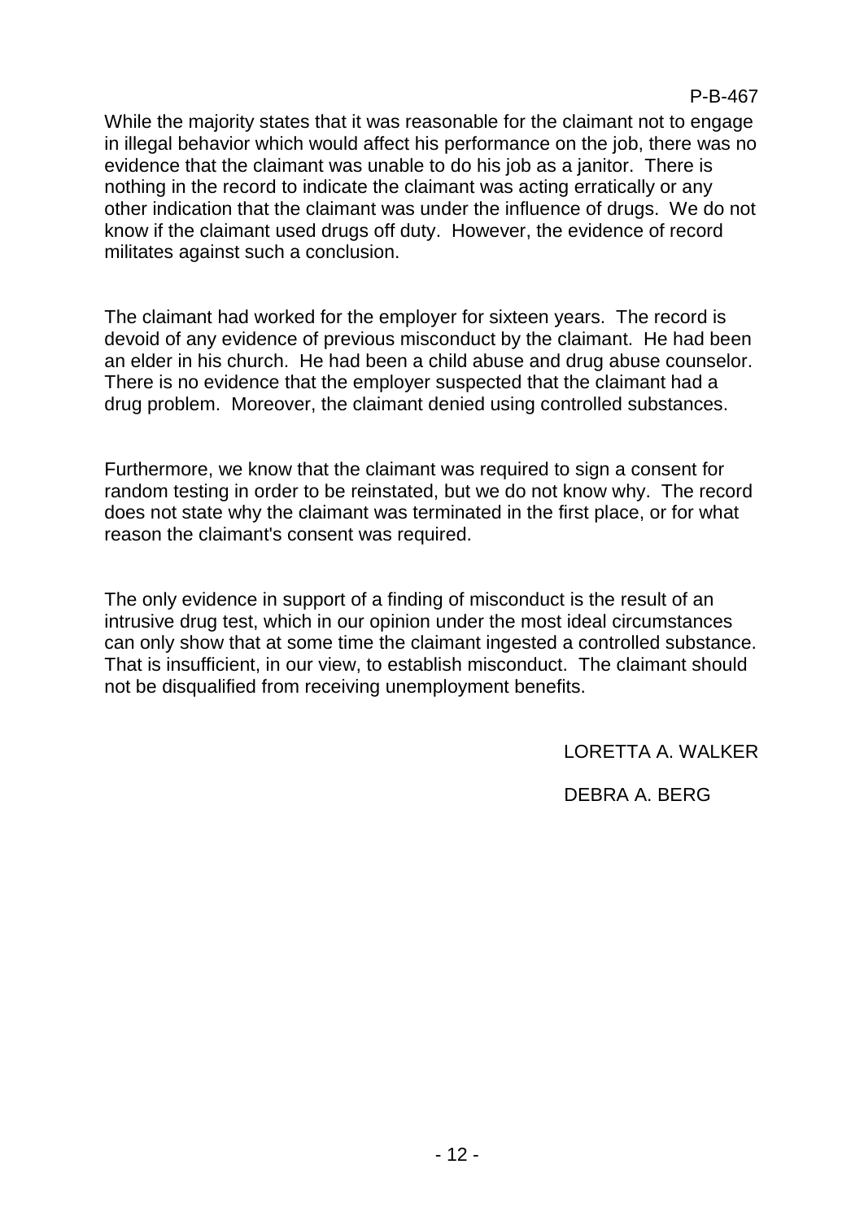While the majority states that it was reasonable for the claimant not to engage in illegal behavior which would affect his performance on the job, there was no evidence that the claimant was unable to do his job as a janitor. There is nothing in the record to indicate the claimant was acting erratically or any other indication that the claimant was under the influence of drugs. We do not know if the claimant used drugs off duty. However, the evidence of record militates against such a conclusion.

The claimant had worked for the employer for sixteen years. The record is devoid of any evidence of previous misconduct by the claimant. He had been an elder in his church. He had been a child abuse and drug abuse counselor. There is no evidence that the employer suspected that the claimant had a drug problem. Moreover, the claimant denied using controlled substances.

Furthermore, we know that the claimant was required to sign a consent for random testing in order to be reinstated, but we do not know why. The record does not state why the claimant was terminated in the first place, or for what reason the claimant's consent was required.

The only evidence in support of a finding of misconduct is the result of an intrusive drug test, which in our opinion under the most ideal circumstances can only show that at some time the claimant ingested a controlled substance. That is insufficient, in our view, to establish misconduct. The claimant should not be disqualified from receiving unemployment benefits.

LORETTA A. WALKER

DEBRA A. BERG